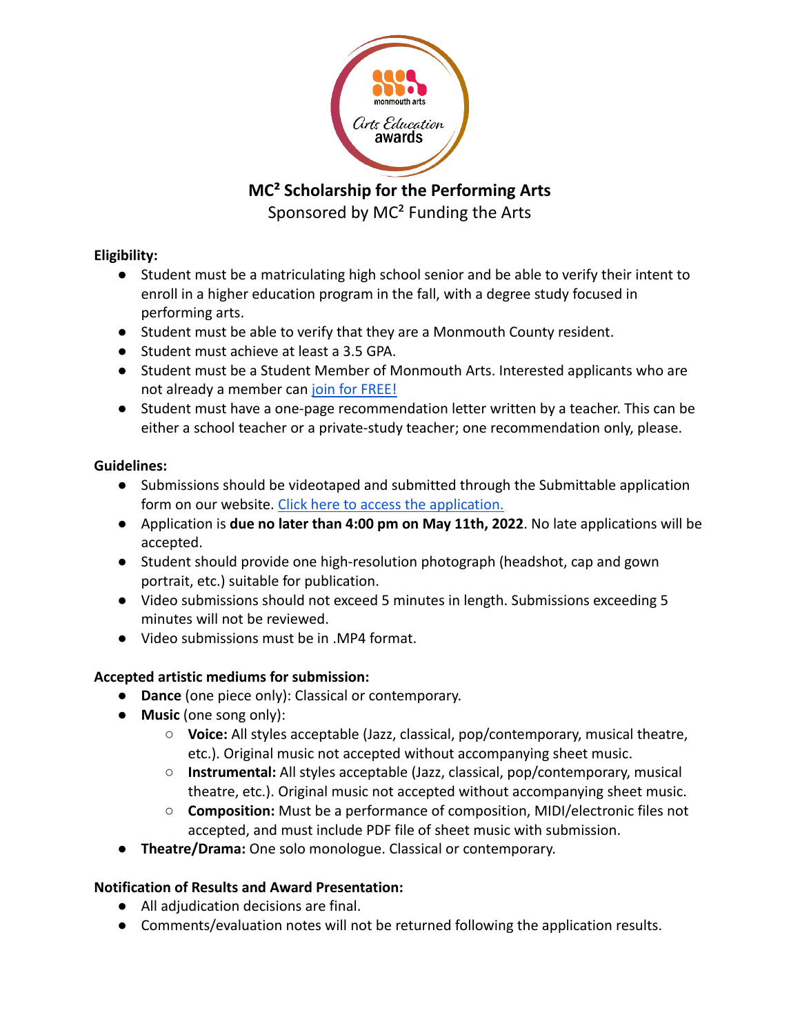# MC² Scholarship for the Performing Arts

Sponsored by MC² Funding the Arts

**Eligibility:**

- Student must be a matriculating high school senior and be able to verify their intent to enroll in a higher education program in the fall, with a degree study focused in performing arts.
- Student must be able to verify that they are a Monmouth County resident.
- Student must achieve at least a 3.5 GPA.
- Student must be a Student Member of Monmouth Arts. Interested applicants who are not already a member can join for FREE!
- Student must have a one-page recommendation letter written by a teacher. This can be either a school teacher or a private-study teacher; one recommendation only, please.

**Guidelines:**

- Submissions should be videotaped and submitted through the Submittable application form on our website. Click here to access the application.
- Application is **due no later than 4:00 pm on May 11th, 2022**. No late applications will be accepted.
- Student should provide one high-resolution photograph (headshot, cap and gown portrait, etc.) suitable for publication.
- Video submissions should not exceed 5 minutes in length. Submissions exceeding 5 minutes will not be reviewed.
- Video submissions must be in .MP4 format.

**Accepted artistic mediums for submission:**

- **Dance** (one piece only): Classical or contemporary.
- **Music** (one song only):
  - **Voice:** All styles acceptable (Jazz, classical, pop/contemporary, musical theatre, etc.). Original music not accepted without accompanying sheet music.
  - **Instrumental:** All styles acceptable (Jazz, classical, pop/contemporary, musical theatre, etc.). Original music not accepted without accompanying sheet music.
  - **Composition:** Must be a performance of composition, MIDI/electronic files not accepted, and must include PDF file of sheet music with submission.
- **Theatre/Drama:** One solo monologue. Classical or contemporary.

**Notification of Results and Award Presentation:**

- All adjudication decisions are final.
- Comments/evaluation notes will not be returned following the application results.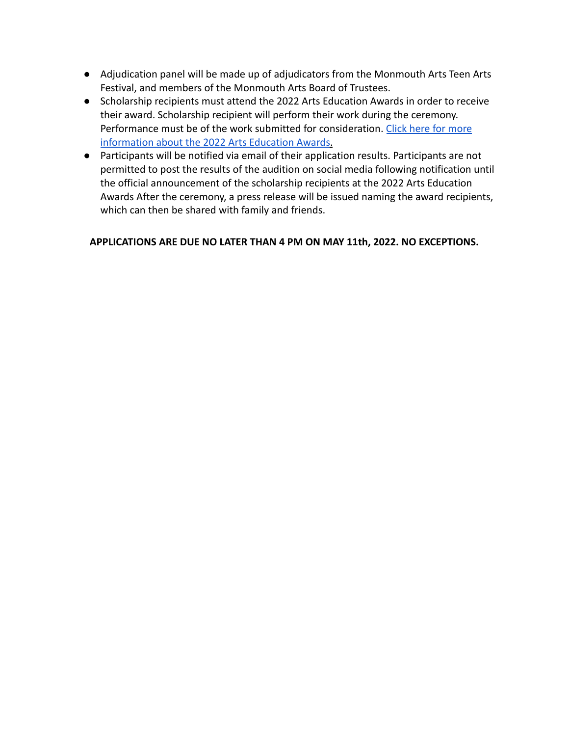- Adjudication panel will be made up of adjudicators from the Monmouth Arts Teen Arts Festival, and members of the Monmouth Arts Board of Trustees.
- Scholarship recipients must attend the 2022 Arts Education Awards in order to receive their award. Scholarship recipient will perform their work during the ceremony. Performance must be of the work submitted for consideration. Click here for more information about the 2022 Arts Education Awards.
- Participants will be notified via email of their application results. Participants are not permitted to post the results of the audition on social media following notification until the official announcement of the scholarship recipients at the 2022 Arts Education Awards After the ceremony, a press release will be issued naming the award recipients, which can then be shared with family and friends.

**APPLICATIONS ARE DUE NO LATER THAN 4 PM ON MAY 11th, 2022. NO EXCEPTIONS.**